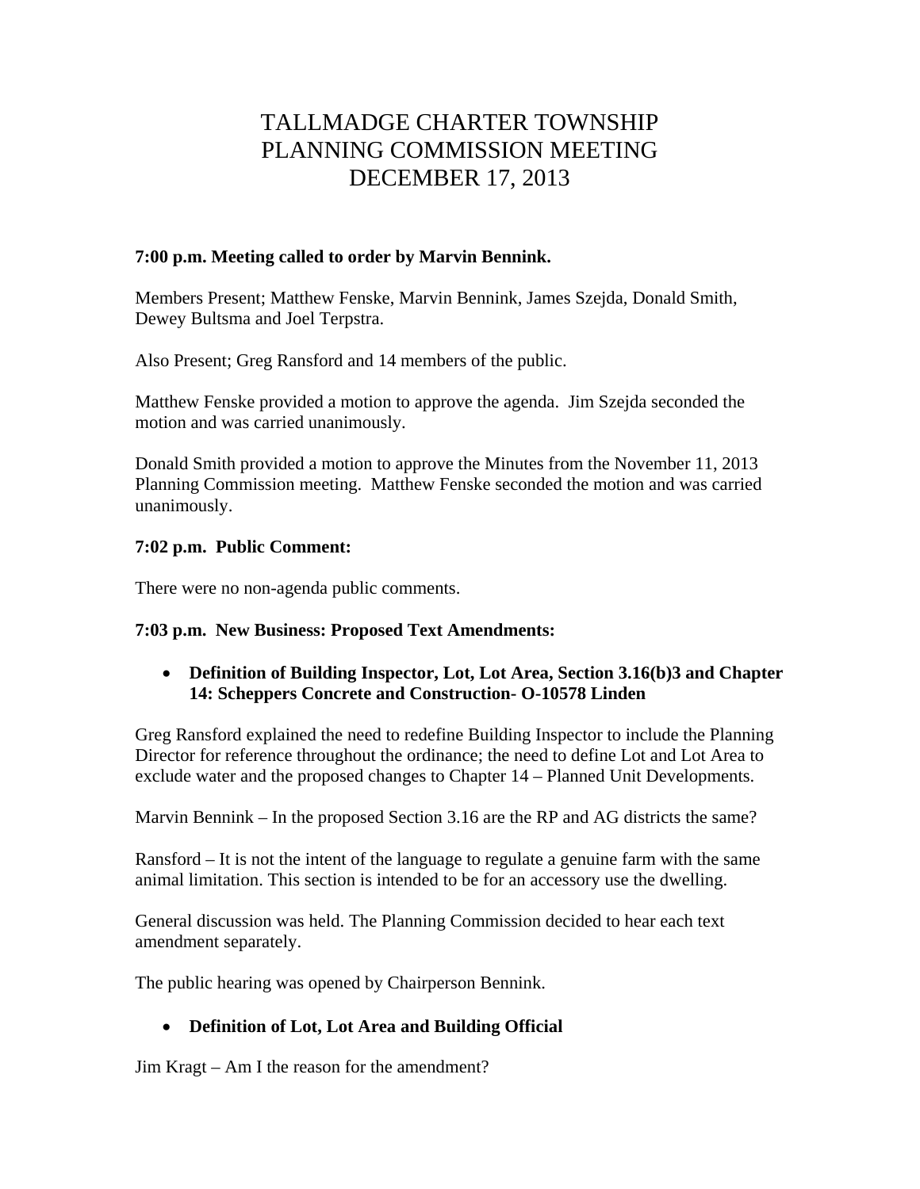# TALLMADGE CHARTER TOWNSHIP
# PLANNING COMMISSION MEETING
# DECEMBER 17, 2013

**7:00 p.m. Meeting called to order by Marvin Bennink.**

Members Present; Matthew Fenske, Marvin Bennink, James Szejda, Donald Smith, Dewey Bultsma and Joel Terpstra.

Also Present; Greg Ransford and 14 members of the public.

Matthew Fenske provided a motion to approve the agenda. Jim Szejda seconded the motion and was carried unanimously.

Donald Smith provided a motion to approve the Minutes from the November 11, 2013 Planning Commission meeting. Matthew Fenske seconded the motion and was carried unanimously.

**7:02 p.m. Public Comment:**

There were no non-agenda public comments.

**7:03 p.m. New Business: Proposed Text Amendments:**

- **Definition of Building Inspector, Lot, Lot Area, Section 3.16(b)3 and Chapter 14: Scheppers Concrete and Construction- O-10578 Linden**

Greg Ransford explained the need to redefine Building Inspector to include the Planning Director for reference throughout the ordinance; the need to define Lot and Lot Area to exclude water and the proposed changes to Chapter 14 – Planned Unit Developments.

Marvin Bennink – In the proposed Section 3.16 are the RP and AG districts the same?

Ransford – It is not the intent of the language to regulate a genuine farm with the same animal limitation. This section is intended to be for an accessory use the dwelling.

General discussion was held. The Planning Commission decided to hear each text amendment separately.

The public hearing was opened by Chairperson Bennink.

- **Definition of Lot, Lot Area and Building Official**

Jim Kragt – Am I the reason for the amendment?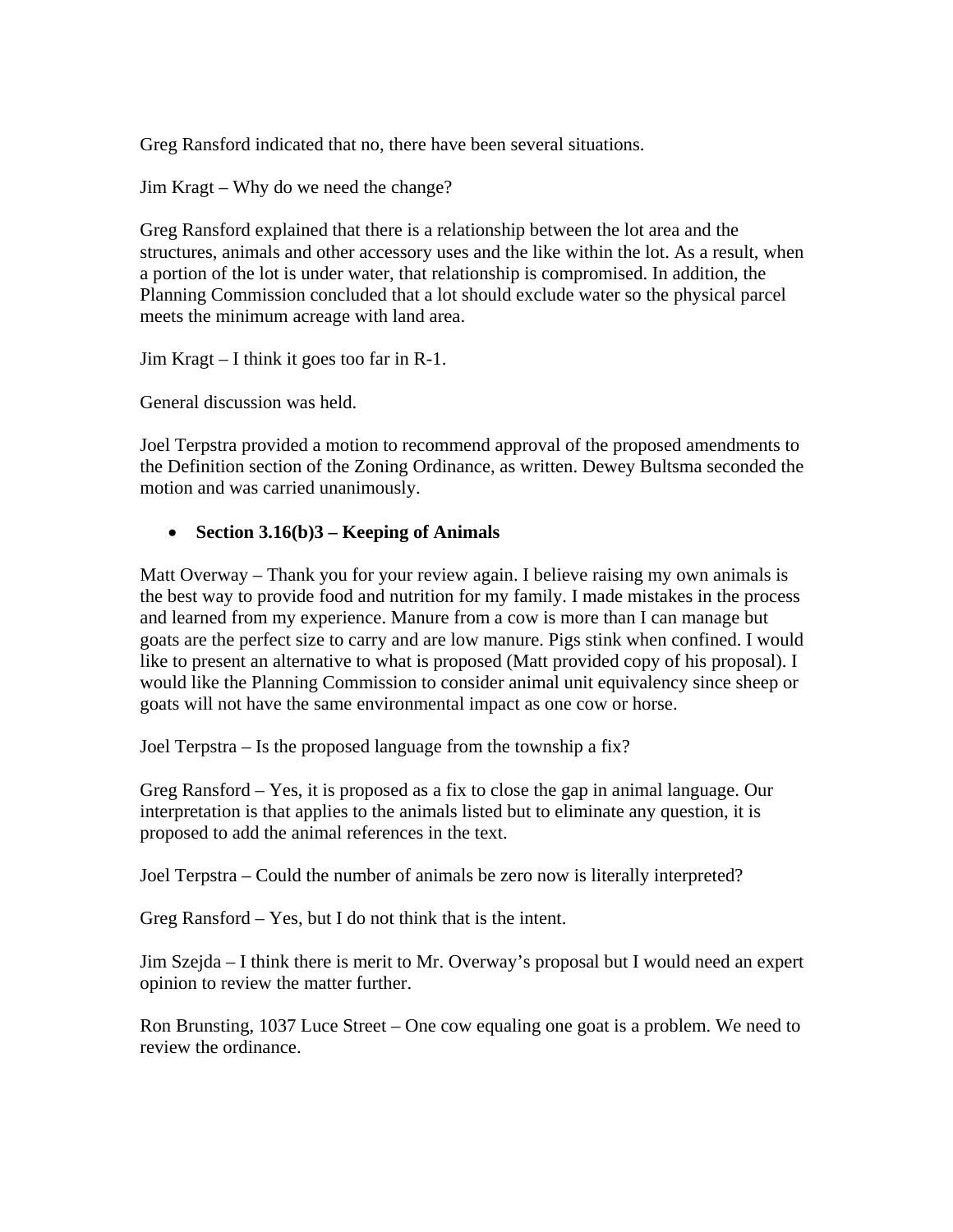Greg Ransford indicated that no, there have been several situations.

Jim Kragt – Why do we need the change?

Greg Ransford explained that there is a relationship between the lot area and the structures, animals and other accessory uses and the like within the lot. As a result, when a portion of the lot is under water, that relationship is compromised. In addition, the Planning Commission concluded that a lot should exclude water so the physical parcel meets the minimum acreage with land area.

Jim Kragt – I think it goes too far in R-1.

General discussion was held.

Joel Terpstra provided a motion to recommend approval of the proposed amendments to the Definition section of the Zoning Ordinance, as written. Dewey Bultsma seconded the motion and was carried unanimously.

- **Section 3.16(b)3 – Keeping of Animals**

Matt Overway – Thank you for your review again. I believe raising my own animals is the best way to provide food and nutrition for my family. I made mistakes in the process and learned from my experience. Manure from a cow is more than I can manage but goats are the perfect size to carry and are low manure. Pigs stink when confined. I would like to present an alternative to what is proposed (Matt provided copy of his proposal). I would like the Planning Commission to consider animal unit equivalency since sheep or goats will not have the same environmental impact as one cow or horse.

Joel Terpstra – Is the proposed language from the township a fix?

Greg Ransford – Yes, it is proposed as a fix to close the gap in animal language. Our interpretation is that applies to the animals listed but to eliminate any question, it is proposed to add the animal references in the text.

Joel Terpstra – Could the number of animals be zero now is literally interpreted?

Greg Ransford – Yes, but I do not think that is the intent.

Jim Szejda – I think there is merit to Mr. Overway's proposal but I would need an expert opinion to review the matter further.

Ron Brunsting, 1037 Luce Street – One cow equaling one goat is a problem. We need to review the ordinance.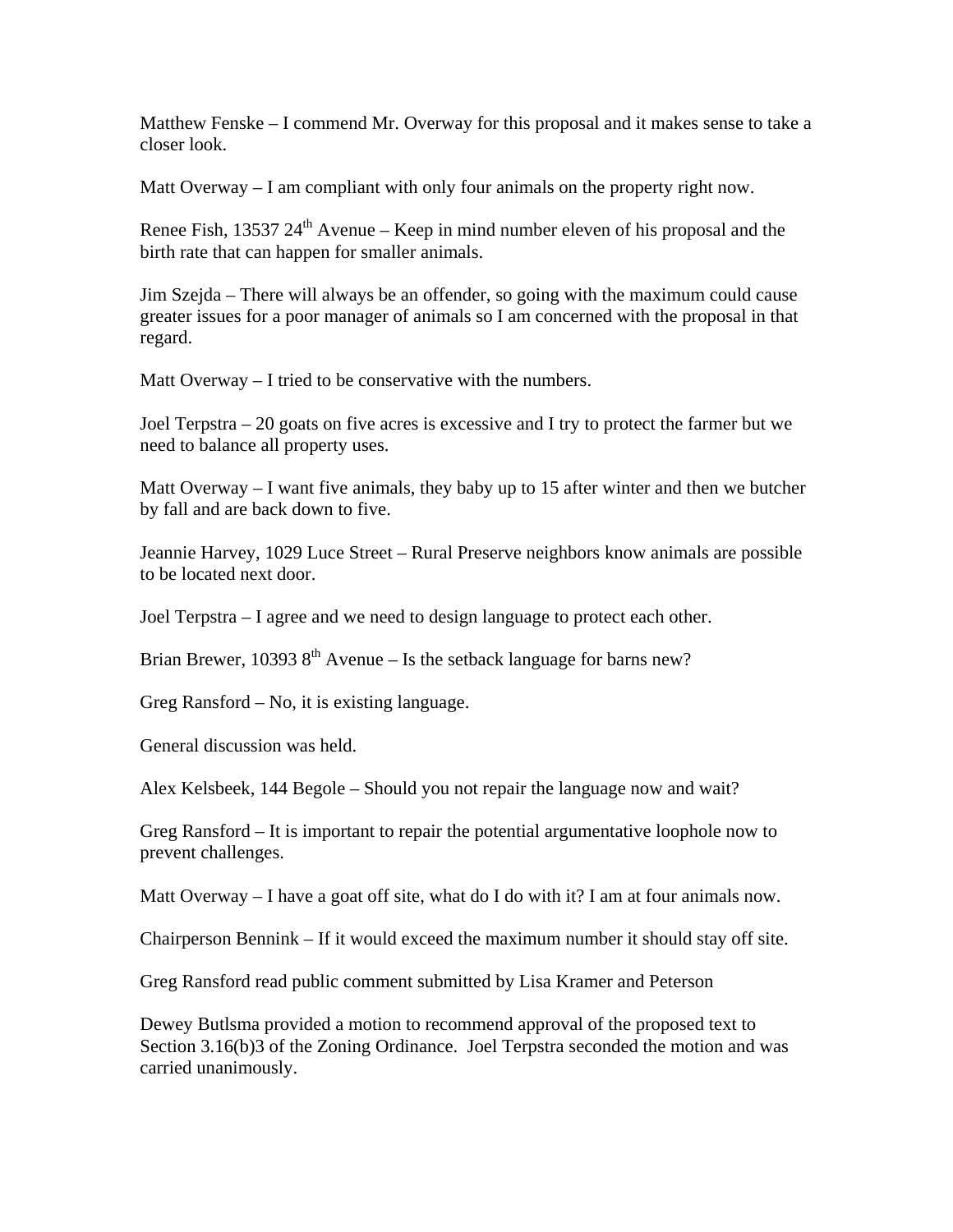Matthew Fenske – I commend Mr. Overway for this proposal and it makes sense to take a closer look.

Matt Overway – I am compliant with only four animals on the property right now.

Renee Fish, 13537 24th Avenue – Keep in mind number eleven of his proposal and the birth rate that can happen for smaller animals.

Jim Szejda – There will always be an offender, so going with the maximum could cause greater issues for a poor manager of animals so I am concerned with the proposal in that regard.

Matt Overway – I tried to be conservative with the numbers.

Joel Terpstra – 20 goats on five acres is excessive and I try to protect the farmer but we need to balance all property uses.

Matt Overway – I want five animals, they baby up to 15 after winter and then we butcher by fall and are back down to five.

Jeannie Harvey, 1029 Luce Street – Rural Preserve neighbors know animals are possible to be located next door.

Joel Terpstra – I agree and we need to design language to protect each other.

Brian Brewer, 10393 8th Avenue – Is the setback language for barns new?

Greg Ransford – No, it is existing language.

General discussion was held.

Alex Kelsbeek, 144 Begole – Should you not repair the language now and wait?

Greg Ransford – It is important to repair the potential argumentative loophole now to prevent challenges.

Matt Overway – I have a goat off site, what do I do with it? I am at four animals now.

Chairperson Bennink – If it would exceed the maximum number it should stay off site.

Greg Ransford read public comment submitted by Lisa Kramer and Peterson

Dewey Butlsma provided a motion to recommend approval of the proposed text to Section 3.16(b)3 of the Zoning Ordinance. Joel Terpstra seconded the motion and was carried unanimously.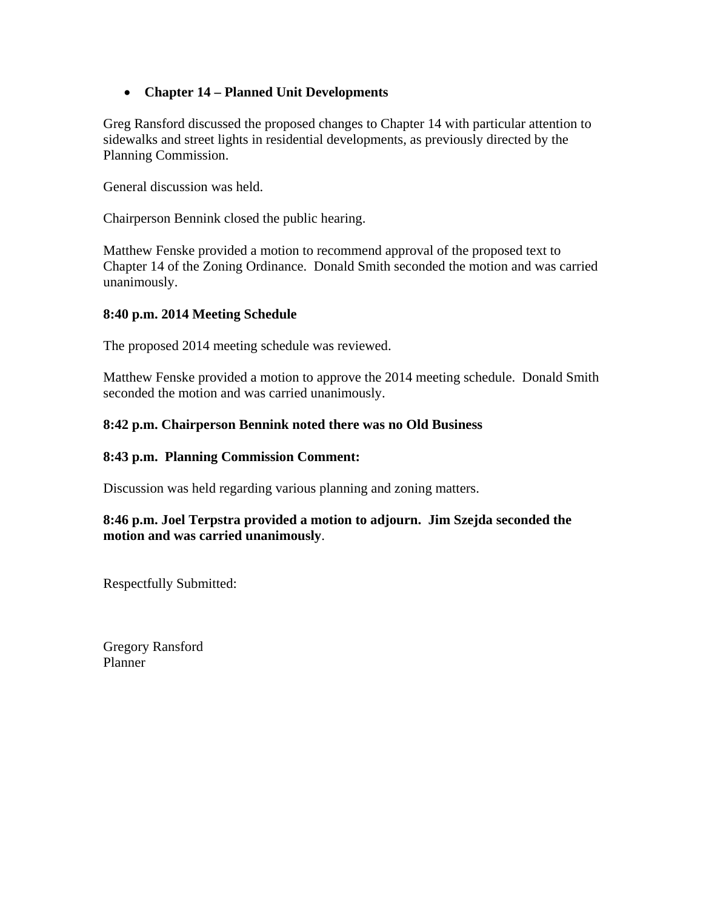- **Chapter 14 – Planned Unit Developments**

Greg Ransford discussed the proposed changes to Chapter 14 with particular attention to sidewalks and street lights in residential developments, as previously directed by the Planning Commission.

General discussion was held.

Chairperson Bennink closed the public hearing.

Matthew Fenske provided a motion to recommend approval of the proposed text to Chapter 14 of the Zoning Ordinance. Donald Smith seconded the motion and was carried unanimously.

**8:40 p.m. 2014 Meeting Schedule**

The proposed 2014 meeting schedule was reviewed.

Matthew Fenske provided a motion to approve the 2014 meeting schedule. Donald Smith seconded the motion and was carried unanimously.

**8:42 p.m. Chairperson Bennink noted there was no Old Business**

**8:43 p.m. Planning Commission Comment:**

Discussion was held regarding various planning and zoning matters.

**8:46 p.m. Joel Terpstra provided a motion to adjourn. Jim Szejda seconded the motion and was carried unanimously**.

Respectfully Submitted:

Gregory Ransford
Planner